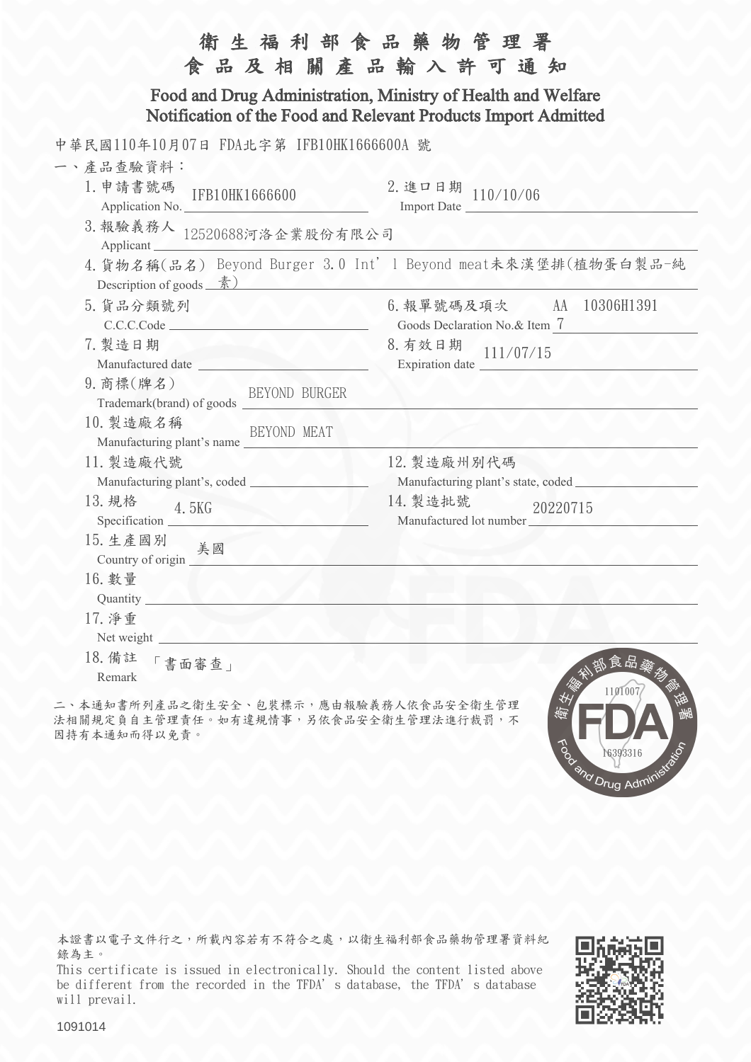# 衛生福利部食品藥物管理署
# 食品及相關產品輸入許可通知

## Food and Drug Administration, Ministry of Health and Welfare
## Notification of the Food and Relevant Products Import Admitted

中華民國110年10月07日 FDA北字第 IFB10HK1666600A 號

一、產品查驗資料：

1. 申請書號碼 Application No.: IFB10HK1666600
2. 進口日期 Import Date: 110/10/06
3. 報驗義務人 Applicant: 12520688河洛企業股份有限公司
4. 貨物名稱(品名) Description of goods: Beyond Burger 3.0 Int'l Beyond meat未來漢堡排(植物蛋白製品-純素)
5. 貨品分類號列 C.C.C.Code:
6. 報單號碼及項次 Goods Declaration No.& Item: AA 10306H1391 7
7. 製造日期 Manufactured date:
8. 有效日期 Expiration date: 111/07/15
9. 商標(牌名) Trademark(brand) of goods: BEYOND BURGER
10. 製造廠名稱 Manufacturing plant's name: BEYOND MEAT
11. 製造廠代號 Manufacturing plant's, coded:
12. 製造廠州別代碼 Manufacturing plant's state, coded:
13. 規格 Specification: 4.5KG
14. 製造批號 Manufactured lot number: 20220715
15. 生產國別 Country of origin: 美國
16. 數量 Quantity:
17. 淨重 Net weight:
18. 備註 Remark: 「書面審查」

二、本通知書所列產品之衛生安全、包裝標示，應由報驗義務人依食品安全衛生管理法相關規定負自主管理責任。如有違規情事，另依食品安全衛生管理法進行裁罰，不因持有本通知而得以免責。

衛生福利部食品藥物管理署 1101007 FDA 16393316 Food and Drug Administration

本證書以電子文件行之，所載內容若有不符合之處，以衛生福利部食品藥物管理署資料紀錄為主。

This certificate is issued in electronically. Should the content listed above be different from the recorded in the TFDA's database, the TFDA's database will prevail.

1091014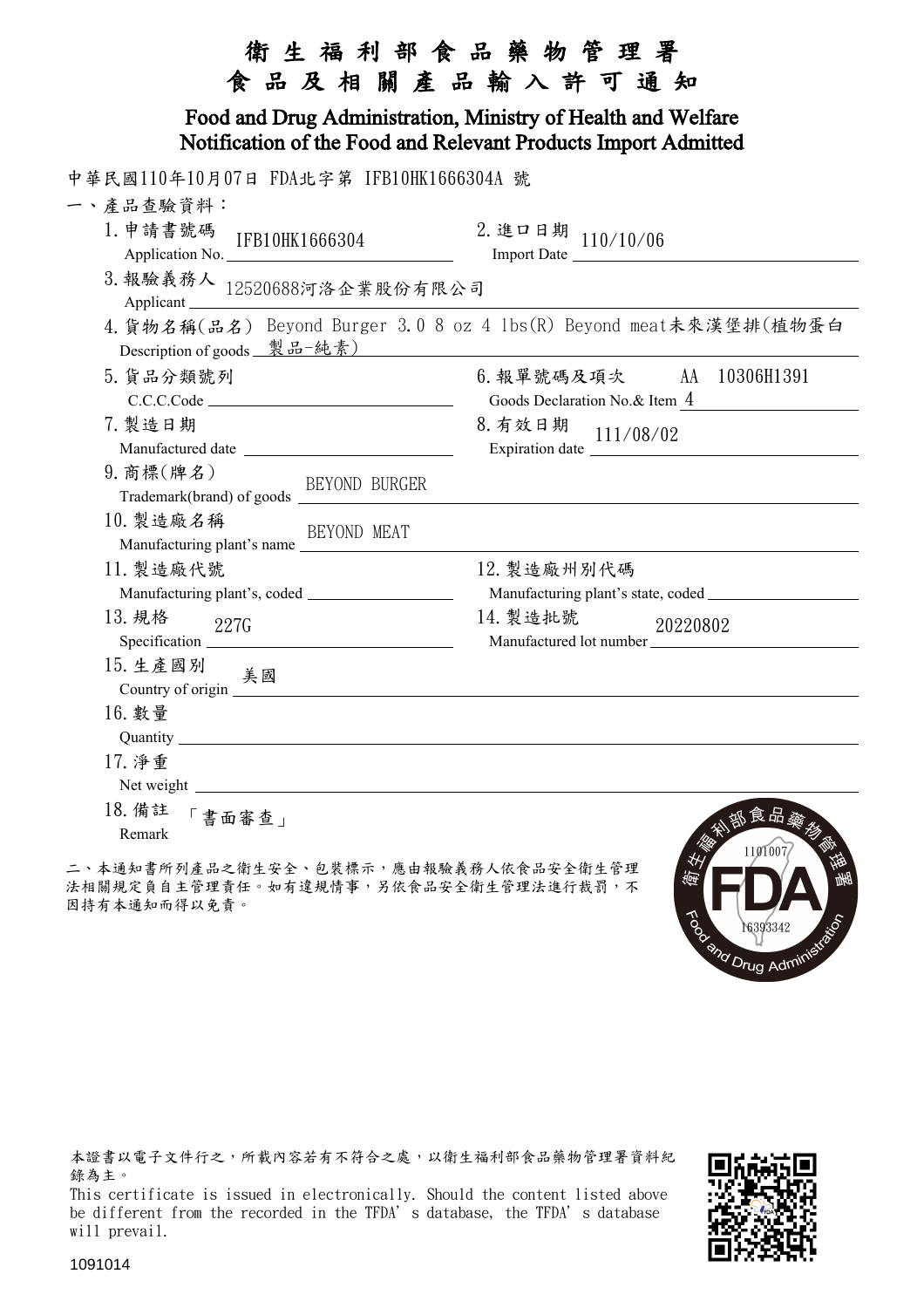# 衛生福利部食品藥物管理署
# 食品及相關產品輸入許可通知

## Food and Drug Administration, Ministry of Health and Welfare
## Notification of the Food and Relevant Products Import Admitted

中華民國110年10月07日 FDA北字第 IFB10HK1666304A 號

一、產品查驗資料：

1. 申請書號碼 Application No. IFB10HK1666304
2. 進口日期 Import Date 110/10/06
3. 報驗義務人 Applicant 12520688河洛企業股份有限公司
4. 貨物名稱(品名) Description of goods Beyond Burger 3.0 8 oz 4 lbs(R) Beyond meat未來漢堡排(植物蛋白製品-純素)
5. 貨品分類號列 C.C.C.Code
6. 報單號碼及項次 Goods Declaration No.& Item AA 10306H1391 4
7. 製造日期 Manufactured date
8. 有效日期 Expiration date 111/08/02
9. 商標(牌名) Trademark(brand) of goods BEYOND BURGER
10. 製造廠名稱 Manufacturing plant's name BEYOND MEAT
11. 製造廠代號 Manufacturing plant's, coded
12. 製造廠州別代碼 Manufacturing plant's state, coded
13. 規格 Specification 227G
14. 製造批號 Manufactured lot number 20220802
15. 生產國別 Country of origin 美國
16. 數量 Quantity
17. 淨重 Net weight
18. 備註 Remark 「書面審查」

二、本通知書所列產品之衛生安全、包裝標示，應由報驗義務人依食品安全衛生管理法相關規定負自主管理責任。如有違規情事，另依食品安全衛生管理法進行裁罰，不因持有本通知而得以免責。

衛生福利部食品藥物管理署 1101007 FDA 16393342 Food and Drug Administration

本證書以電子文件行之，所載內容若有不符合之處，以衛生福利部食品藥物管理署資料紀錄為主。

This certificate is issued in electronically. Should the content listed above be different from the recorded in the TFDA's database, the TFDA's database will prevail.

1091014